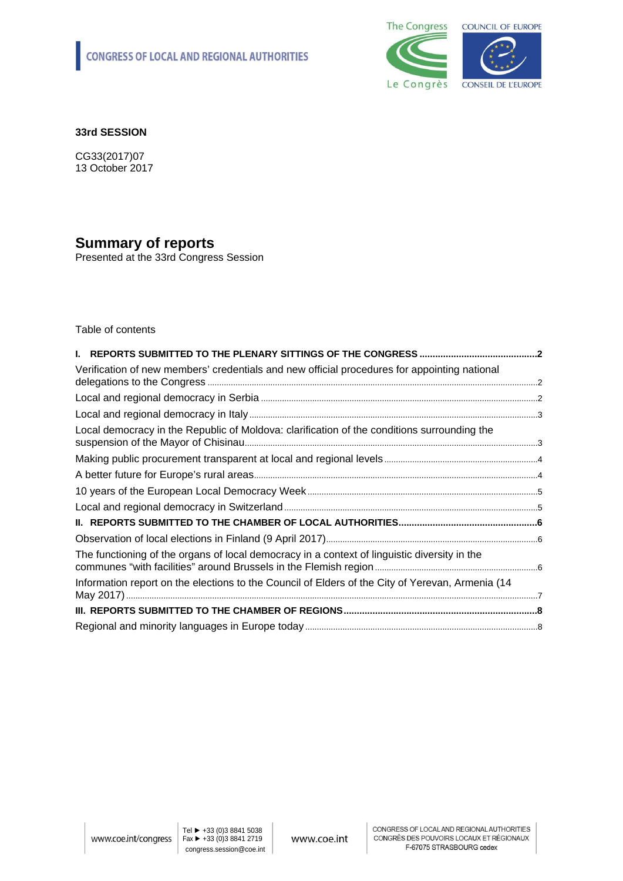CONGRESS OF LOCAL AND REGIONAL AUTHORITIES

**33rd SESSION**

CG33(2017)07
13 October 2017

# Summary of reports

Presented at the 33rd Congress Session

Table of contents

**I. REPORTS SUBMITTED TO THE PLENARY SITTINGS OF THE CONGRESS .......... 2**

Verification of new members' credentials and new official procedures for appointing national delegations to the Congress .......... 2

Local and regional democracy in Serbia .......... 2

Local and regional democracy in Italy .......... 3

Local democracy in the Republic of Moldova: clarification of the conditions surrounding the suspension of the Mayor of Chisinau .......... 3

Making public procurement transparent at local and regional levels .......... 4

A better future for Europe's rural areas .......... 4

10 years of the European Local Democracy Week .......... 5

Local and regional democracy in Switzerland .......... 5

**II. REPORTS SUBMITTED TO THE CHAMBER OF LOCAL AUTHORITIES .......... 6**

Observation of local elections in Finland (9 April 2017) .......... 6

The functioning of the organs of local democracy in a context of linguistic diversity in the communes "with facilities" around Brussels in the Flemish region .......... 6

Information report on the elections to the Council of Elders of the City of Yerevan, Armenia (14 May 2017) .......... 7

**III. REPORTS SUBMITTED TO THE CHAMBER OF REGIONS .......... 8**

Regional and minority languages in Europe today .......... 8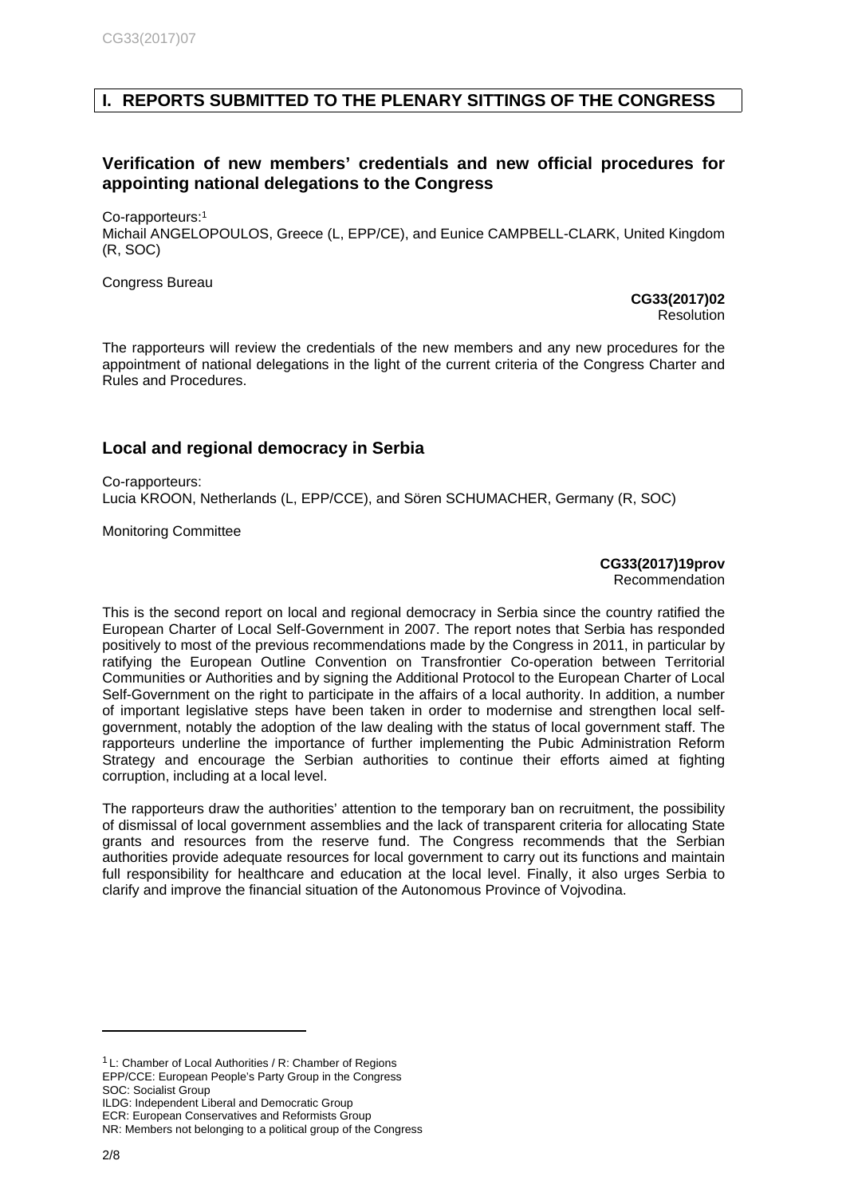# I. REPORTS SUBMITTED TO THE PLENARY SITTINGS OF THE CONGRESS

## Verification of new members' credentials and new official procedures for appointing national delegations to the Congress

Co-rapporteurs:[1]
Michail ANGELOPOULOS, Greece (L, EPP/CE), and Eunice CAMPBELL-CLARK, United Kingdom (R, SOC)

Congress Bureau

**CG33(2017)02**
Resolution

The rapporteurs will review the credentials of the new members and any new procedures for the appointment of national delegations in the light of the current criteria of the Congress Charter and Rules and Procedures.

## Local and regional democracy in Serbia

Co-rapporteurs:
Lucia KROON, Netherlands (L, EPP/CCE), and Sören SCHUMACHER, Germany (R, SOC)

Monitoring Committee

**CG33(2017)19prov**
Recommendation

This is the second report on local and regional democracy in Serbia since the country ratified the European Charter of Local Self-Government in 2007. The report notes that Serbia has responded positively to most of the previous recommendations made by the Congress in 2011, in particular by ratifying the European Outline Convention on Transfrontier Co-operation between Territorial Communities or Authorities and by signing the Additional Protocol to the European Charter of Local Self-Government on the right to participate in the affairs of a local authority. In addition, a number of important legislative steps have been taken in order to modernise and strengthen local self-government, notably the adoption of the law dealing with the status of local government staff. The rapporteurs underline the importance of further implementing the Pubic Administration Reform Strategy and encourage the Serbian authorities to continue their efforts aimed at fighting corruption, including at a local level.

The rapporteurs draw the authorities' attention to the temporary ban on recruitment, the possibility of dismissal of local government assemblies and the lack of transparent criteria for allocating State grants and resources from the reserve fund. The Congress recommends that the Serbian authorities provide adequate resources for local government to carry out its functions and maintain full responsibility for healthcare and education at the local level. Finally, it also urges Serbia to clarify and improve the financial situation of the Autonomous Province of Vojvodina.

---

[1] L: Chamber of Local Authorities / R: Chamber of Regions
EPP/CCE: European People's Party Group in the Congress
SOC: Socialist Group
ILDG: Independent Liberal and Democratic Group
ECR: European Conservatives and Reformists Group
NR: Members not belonging to a political group of the Congress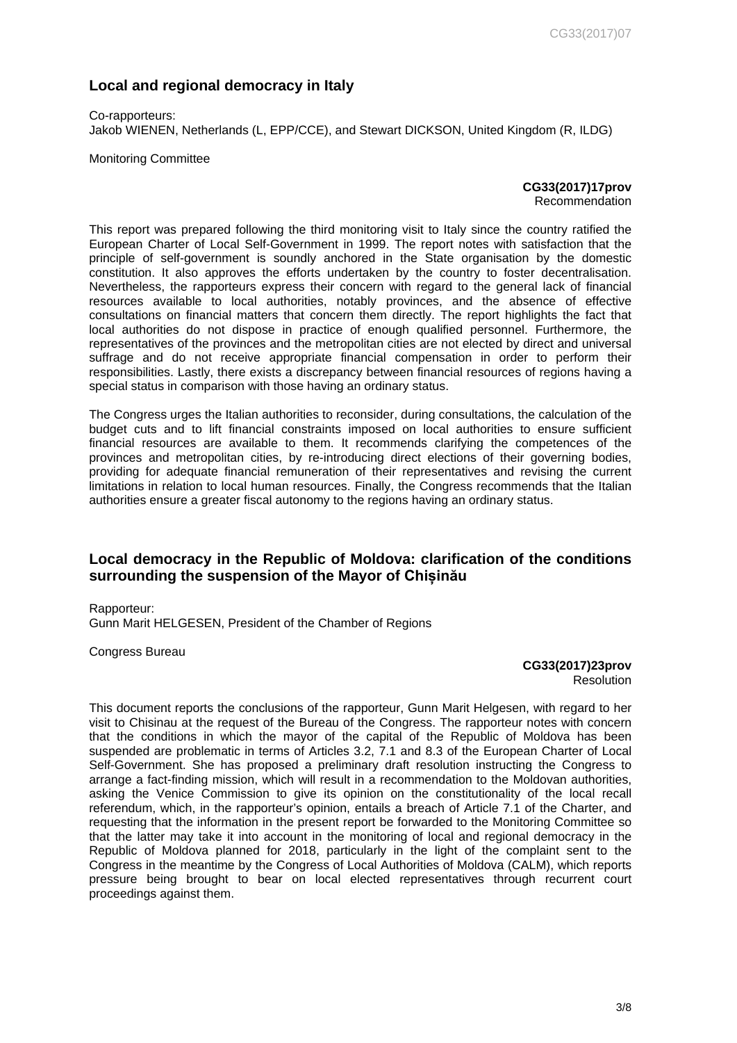## Local and regional democracy in Italy

Co-rapporteurs:
Jakob WIENEN, Netherlands (L, EPP/CCE), and Stewart DICKSON, United Kingdom (R, ILDG)

Monitoring Committee

**CG33(2017)17prov**
Recommendation

This report was prepared following the third monitoring visit to Italy since the country ratified the European Charter of Local Self-Government in 1999. The report notes with satisfaction that the principle of self-government is soundly anchored in the State organisation by the domestic constitution. It also approves the efforts undertaken by the country to foster decentralisation. Nevertheless, the rapporteurs express their concern with regard to the general lack of financial resources available to local authorities, notably provinces, and the absence of effective consultations on financial matters that concern them directly. The report highlights the fact that local authorities do not dispose in practice of enough qualified personnel. Furthermore, the representatives of the provinces and the metropolitan cities are not elected by direct and universal suffrage and do not receive appropriate financial compensation in order to perform their responsibilities. Lastly, there exists a discrepancy between financial resources of regions having a special status in comparison with those having an ordinary status.

The Congress urges the Italian authorities to reconsider, during consultations, the calculation of the budget cuts and to lift financial constraints imposed on local authorities to ensure sufficient financial resources are available to them. It recommends clarifying the competences of the provinces and metropolitan cities, by re-introducing direct elections of their governing bodies, providing for adequate financial remuneration of their representatives and revising the current limitations in relation to local human resources. Finally, the Congress recommends that the Italian authorities ensure a greater fiscal autonomy to the regions having an ordinary status.

## Local democracy in the Republic of Moldova: clarification of the conditions surrounding the suspension of the Mayor of Chișinău

Rapporteur:
Gunn Marit HELGESEN, President of the Chamber of Regions

Congress Bureau

**CG33(2017)23prov**
Resolution

This document reports the conclusions of the rapporteur, Gunn Marit Helgesen, with regard to her visit to Chisinau at the request of the Bureau of the Congress. The rapporteur notes with concern that the conditions in which the mayor of the capital of the Republic of Moldova has been suspended are problematic in terms of Articles 3.2, 7.1 and 8.3 of the European Charter of Local Self-Government. She has proposed a preliminary draft resolution instructing the Congress to arrange a fact-finding mission, which will result in a recommendation to the Moldovan authorities, asking the Venice Commission to give its opinion on the constitutionality of the local recall referendum, which, in the rapporteur's opinion, entails a breach of Article 7.1 of the Charter, and requesting that the information in the present report be forwarded to the Monitoring Committee so that the latter may take it into account in the monitoring of local and regional democracy in the Republic of Moldova planned for 2018, particularly in the light of the complaint sent to the Congress in the meantime by the Congress of Local Authorities of Moldova (CALM), which reports pressure being brought to bear on local elected representatives through recurrent court proceedings against them.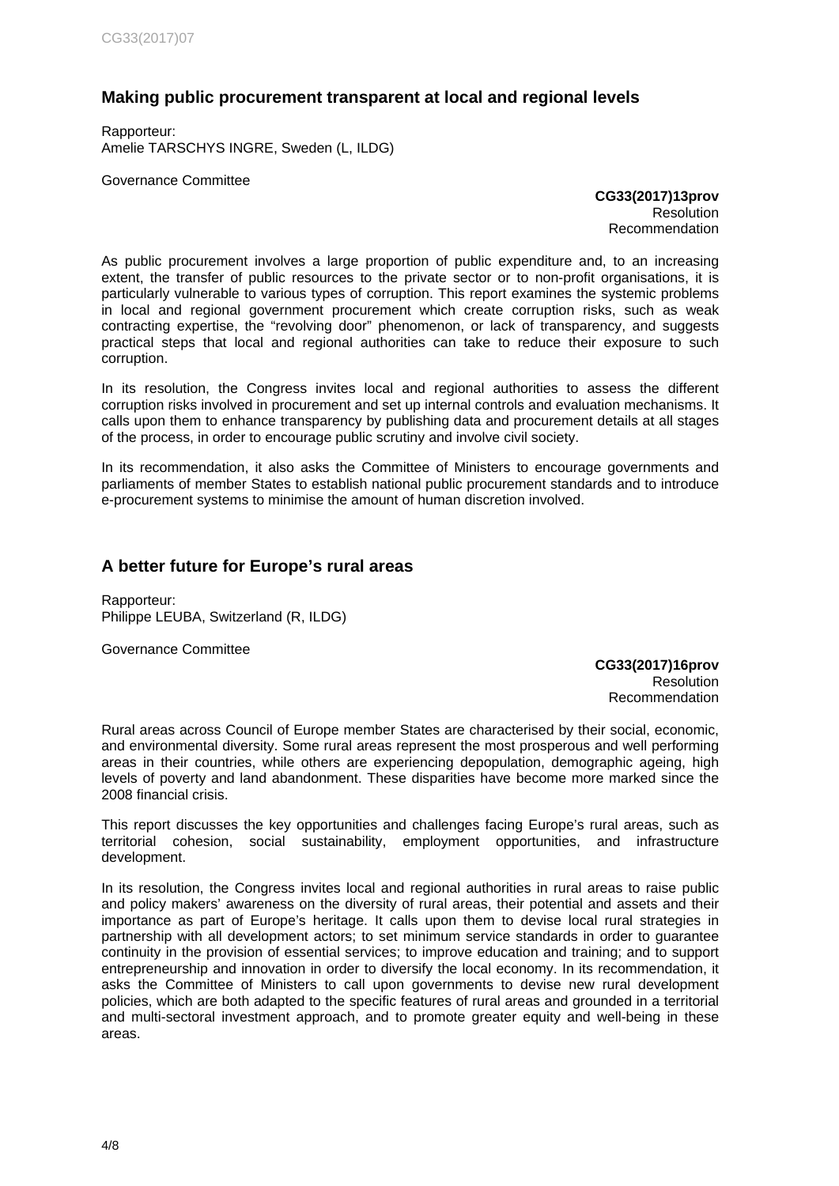## Making public procurement transparent at local and regional levels

Rapporteur:
Amelie TARSCHYS INGRE, Sweden (L, ILDG)

Governance Committee

**CG33(2017)13prov**
Resolution
Recommendation

As public procurement involves a large proportion of public expenditure and, to an increasing extent, the transfer of public resources to the private sector or to non-profit organisations, it is particularly vulnerable to various types of corruption. This report examines the systemic problems in local and regional government procurement which create corruption risks, such as weak contracting expertise, the "revolving door" phenomenon, or lack of transparency, and suggests practical steps that local and regional authorities can take to reduce their exposure to such corruption.

In its resolution, the Congress invites local and regional authorities to assess the different corruption risks involved in procurement and set up internal controls and evaluation mechanisms. It calls upon them to enhance transparency by publishing data and procurement details at all stages of the process, in order to encourage public scrutiny and involve civil society.

In its recommendation, it also asks the Committee of Ministers to encourage governments and parliaments of member States to establish national public procurement standards and to introduce e-procurement systems to minimise the amount of human discretion involved.

## A better future for Europe's rural areas

Rapporteur:
Philippe LEUBA, Switzerland (R, ILDG)

Governance Committee

**CG33(2017)16prov**
Resolution
Recommendation

Rural areas across Council of Europe member States are characterised by their social, economic, and environmental diversity. Some rural areas represent the most prosperous and well performing areas in their countries, while others are experiencing depopulation, demographic ageing, high levels of poverty and land abandonment. These disparities have become more marked since the 2008 financial crisis.

This report discusses the key opportunities and challenges facing Europe's rural areas, such as territorial cohesion, social sustainability, employment opportunities, and infrastructure development.

In its resolution, the Congress invites local and regional authorities in rural areas to raise public and policy makers' awareness on the diversity of rural areas, their potential and assets and their importance as part of Europe's heritage. It calls upon them to devise local rural strategies in partnership with all development actors; to set minimum service standards in order to guarantee continuity in the provision of essential services; to improve education and training; and to support entrepreneurship and innovation in order to diversify the local economy. In its recommendation, it asks the Committee of Ministers to call upon governments to devise new rural development policies, which are both adapted to the specific features of rural areas and grounded in a territorial and multi-sectoral investment approach, and to promote greater equity and well-being in these areas.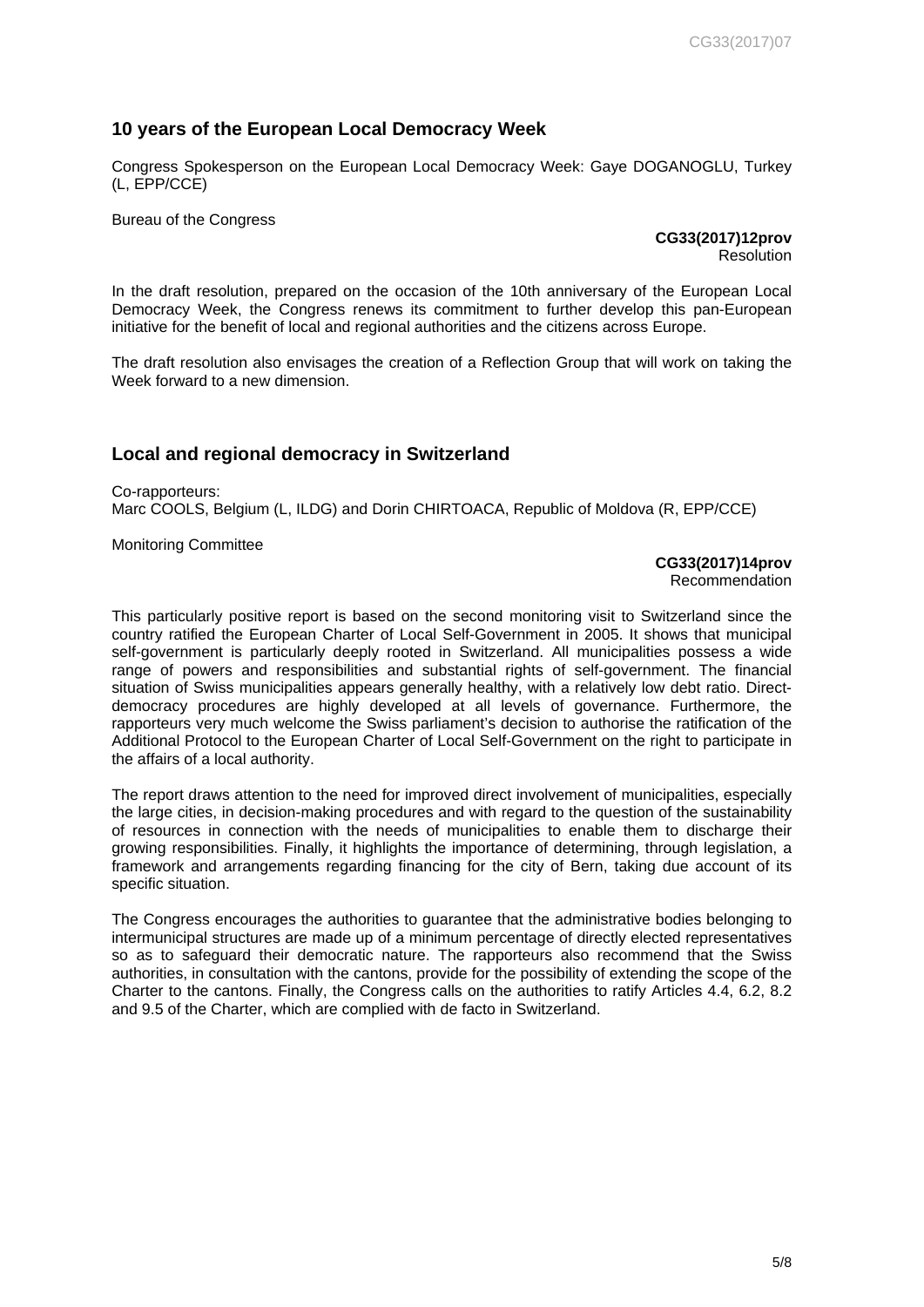## 10 years of the European Local Democracy Week

Congress Spokesperson on the European Local Democracy Week: Gaye DOGANOGLU, Turkey (L, EPP/CCE)

Bureau of the Congress

**CG33(2017)12prov**
Resolution

In the draft resolution, prepared on the occasion of the 10th anniversary of the European Local Democracy Week, the Congress renews its commitment to further develop this pan-European initiative for the benefit of local and regional authorities and the citizens across Europe.

The draft resolution also envisages the creation of a Reflection Group that will work on taking the Week forward to a new dimension.

## Local and regional democracy in Switzerland

Co-rapporteurs:
Marc COOLS, Belgium (L, ILDG) and Dorin CHIRTOACA, Republic of Moldova (R, EPP/CCE)

Monitoring Committee

**CG33(2017)14prov**
Recommendation

This particularly positive report is based on the second monitoring visit to Switzerland since the country ratified the European Charter of Local Self-Government in 2005. It shows that municipal self-government is particularly deeply rooted in Switzerland. All municipalities possess a wide range of powers and responsibilities and substantial rights of self-government. The financial situation of Swiss municipalities appears generally healthy, with a relatively low debt ratio. Direct-democracy procedures are highly developed at all levels of governance. Furthermore, the rapporteurs very much welcome the Swiss parliament's decision to authorise the ratification of the Additional Protocol to the European Charter of Local Self-Government on the right to participate in the affairs of a local authority.

The report draws attention to the need for improved direct involvement of municipalities, especially the large cities, in decision-making procedures and with regard to the question of the sustainability of resources in connection with the needs of municipalities to enable them to discharge their growing responsibilities. Finally, it highlights the importance of determining, through legislation, a framework and arrangements regarding financing for the city of Bern, taking due account of its specific situation.

The Congress encourages the authorities to guarantee that the administrative bodies belonging to intermunicipal structures are made up of a minimum percentage of directly elected representatives so as to safeguard their democratic nature. The rapporteurs also recommend that the Swiss authorities, in consultation with the cantons, provide for the possibility of extending the scope of the Charter to the cantons. Finally, the Congress calls on the authorities to ratify Articles 4.4, 6.2, 8.2 and 9.5 of the Charter, which are complied with de facto in Switzerland.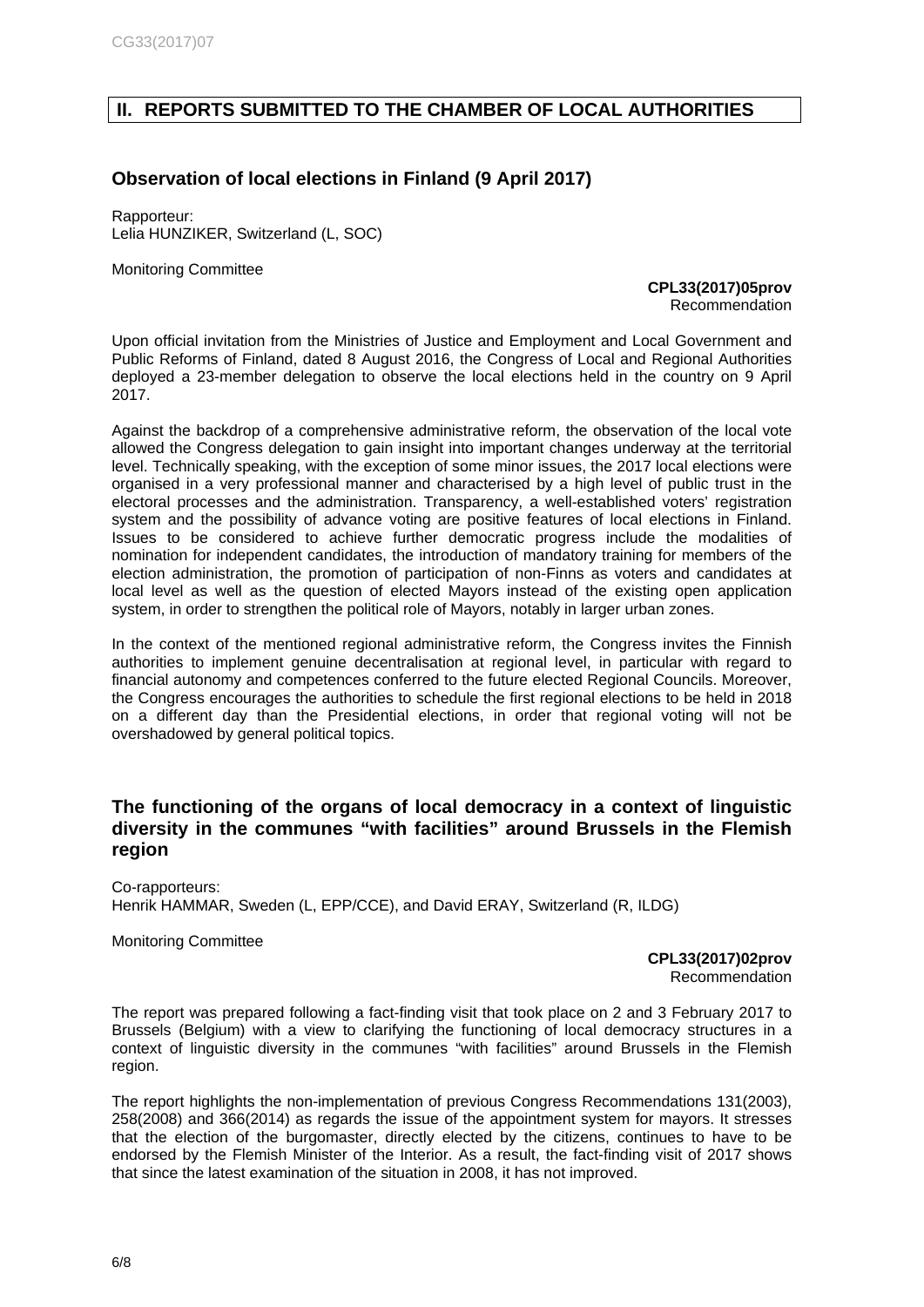## II. REPORTS SUBMITTED TO THE CHAMBER OF LOCAL AUTHORITIES

### Observation of local elections in Finland (9 April 2017)

Rapporteur:
Lelia HUNZIKER, Switzerland (L, SOC)

Monitoring Committee

**CPL33(2017)05prov**
Recommendation

Upon official invitation from the Ministries of Justice and Employment and Local Government and Public Reforms of Finland, dated 8 August 2016, the Congress of Local and Regional Authorities deployed a 23-member delegation to observe the local elections held in the country on 9 April 2017.

Against the backdrop of a comprehensive administrative reform, the observation of the local vote allowed the Congress delegation to gain insight into important changes underway at the territorial level. Technically speaking, with the exception of some minor issues, the 2017 local elections were organised in a very professional manner and characterised by a high level of public trust in the electoral processes and the administration. Transparency, a well-established voters' registration system and the possibility of advance voting are positive features of local elections in Finland. Issues to be considered to achieve further democratic progress include the modalities of nomination for independent candidates, the introduction of mandatory training for members of the election administration, the promotion of participation of non-Finns as voters and candidates at local level as well as the question of elected Mayors instead of the existing open application system, in order to strengthen the political role of Mayors, notably in larger urban zones.

In the context of the mentioned regional administrative reform, the Congress invites the Finnish authorities to implement genuine decentralisation at regional level, in particular with regard to financial autonomy and competences conferred to the future elected Regional Councils. Moreover, the Congress encourages the authorities to schedule the first regional elections to be held in 2018 on a different day than the Presidential elections, in order that regional voting will not be overshadowed by general political topics.

### The functioning of the organs of local democracy in a context of linguistic diversity in the communes "with facilities" around Brussels in the Flemish region

Co-rapporteurs:
Henrik HAMMAR, Sweden (L, EPP/CCE), and David ERAY, Switzerland (R, ILDG)

Monitoring Committee

**CPL33(2017)02prov**
Recommendation

The report was prepared following a fact-finding visit that took place on 2 and 3 February 2017 to Brussels (Belgium) with a view to clarifying the functioning of local democracy structures in a context of linguistic diversity in the communes "with facilities" around Brussels in the Flemish region.

The report highlights the non-implementation of previous Congress Recommendations 131(2003), 258(2008) and 366(2014) as regards the issue of the appointment system for mayors. It stresses that the election of the burgomaster, directly elected by the citizens, continues to have to be endorsed by the Flemish Minister of the Interior. As a result, the fact-finding visit of 2017 shows that since the latest examination of the situation in 2008, it has not improved.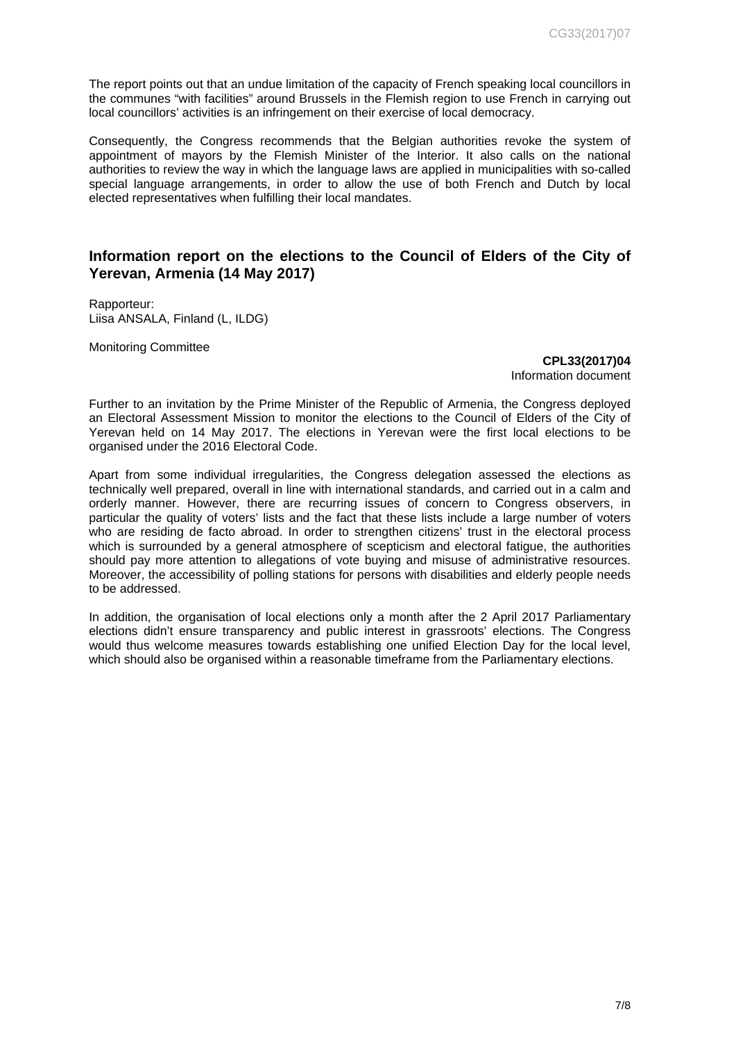The report points out that an undue limitation of the capacity of French speaking local councillors in the communes “with facilities” around Brussels in the Flemish region to use French in carrying out local councillors’ activities is an infringement on their exercise of local democracy.

Consequently, the Congress recommends that the Belgian authorities revoke the system of appointment of mayors by the Flemish Minister of the Interior. It also calls on the national authorities to review the way in which the language laws are applied in municipalities with so-called special language arrangements, in order to allow the use of both French and Dutch by local elected representatives when fulfilling their local mandates.

## Information report on the elections to the Council of Elders of the City of Yerevan, Armenia (14 May 2017)

Rapporteur:
Liisa ANSALA, Finland (L, ILDG)

Monitoring Committee

**CPL33(2017)04**
Information document

Further to an invitation by the Prime Minister of the Republic of Armenia, the Congress deployed an Electoral Assessment Mission to monitor the elections to the Council of Elders of the City of Yerevan held on 14 May 2017. The elections in Yerevan were the first local elections to be organised under the 2016 Electoral Code.

Apart from some individual irregularities, the Congress delegation assessed the elections as technically well prepared, overall in line with international standards, and carried out in a calm and orderly manner. However, there are recurring issues of concern to Congress observers, in particular the quality of voters’ lists and the fact that these lists include a large number of voters who are residing de facto abroad. In order to strengthen citizens’ trust in the electoral process which is surrounded by a general atmosphere of scepticism and electoral fatigue, the authorities should pay more attention to allegations of vote buying and misuse of administrative resources. Moreover, the accessibility of polling stations for persons with disabilities and elderly people needs to be addressed.

In addition, the organisation of local elections only a month after the 2 April 2017 Parliamentary elections didn’t ensure transparency and public interest in grassroots’ elections. The Congress would thus welcome measures towards establishing one unified Election Day for the local level, which should also be organised within a reasonable timeframe from the Parliamentary elections.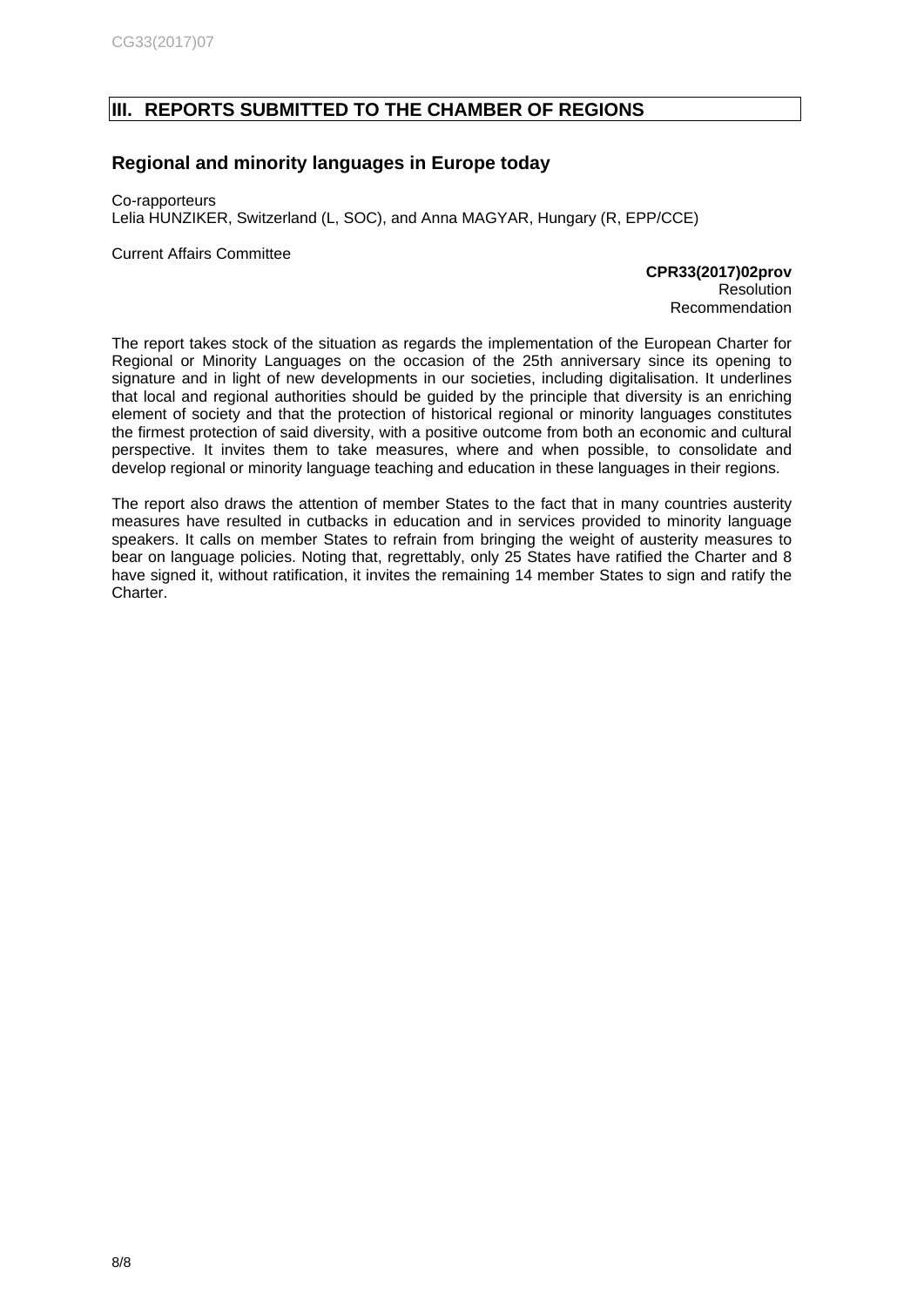## III. REPORTS SUBMITTED TO THE CHAMBER OF REGIONS

### Regional and minority languages in Europe today

Co-rapporteurs
Lelia HUNZIKER, Switzerland (L, SOC), and Anna MAGYAR, Hungary (R, EPP/CCE)

Current Affairs Committee

**CPR33(2017)02prov**
Resolution
Recommendation

The report takes stock of the situation as regards the implementation of the European Charter for Regional or Minority Languages on the occasion of the 25th anniversary since its opening to signature and in light of new developments in our societies, including digitalisation. It underlines that local and regional authorities should be guided by the principle that diversity is an enriching element of society and that the protection of historical regional or minority languages constitutes the firmest protection of said diversity, with a positive outcome from both an economic and cultural perspective. It invites them to take measures, where and when possible, to consolidate and develop regional or minority language teaching and education in these languages in their regions.

The report also draws the attention of member States to the fact that in many countries austerity measures have resulted in cutbacks in education and in services provided to minority language speakers. It calls on member States to refrain from bringing the weight of austerity measures to bear on language policies. Noting that, regrettably, only 25 States have ratified the Charter and 8 have signed it, without ratification, it invites the remaining 14 member States to sign and ratify the Charter.